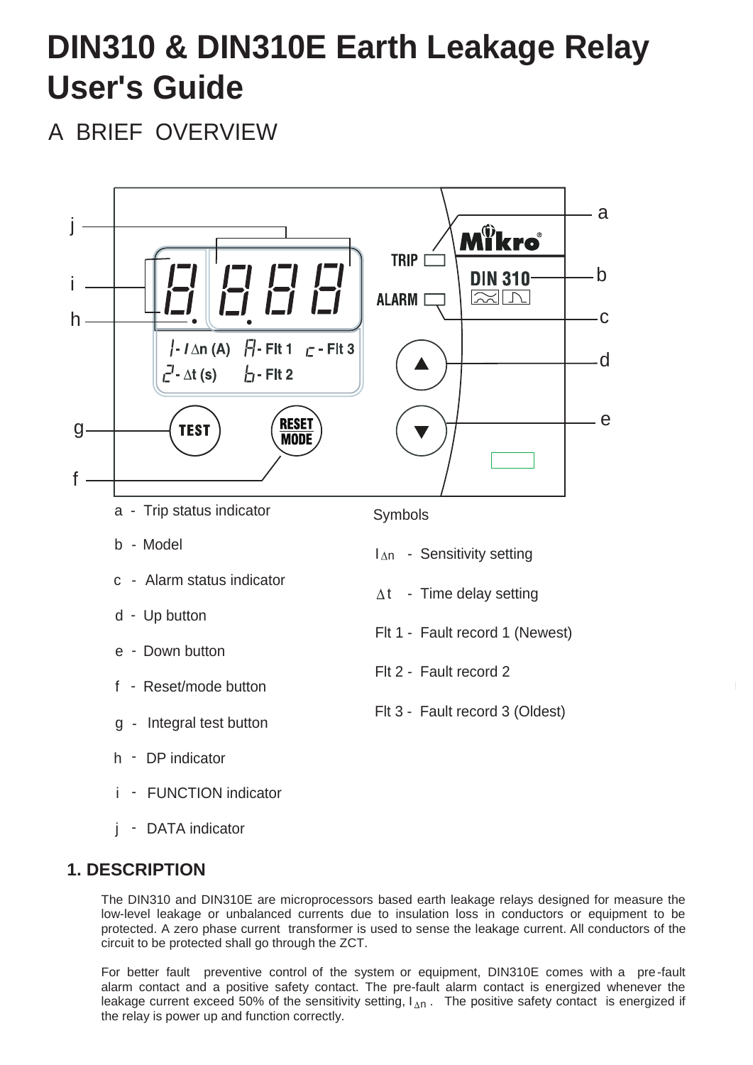# DIN310 & DIN310E Earth Leakage Relay User's Guide

## A BRIEF OVERVIEW

a - Trip status indicator

b - Model

c - Alarm status indicator

d - Up button

e - Down button

f - Reset/mode button

g - Integral test button

h - DP indicator

i - FUNCTION indicator

j - DATA indicator

Symbols

$I_{\Delta n}$ - Sensitivity setting

$\Delta t$ - Time delay setting

Flt 1 - Fault record 1 (Newest)

Flt 2 - Fault record 2

Flt 3 - Fault record 3 (Oldest)

### 1. DESCRIPTION

The DIN310 and DIN310E are microprocessors based earth leakage relays designed for measure the low-level leakage or unbalanced currents due to insulation loss in conductors or equipment to be protected. A zero phase current transformer is used to sense the leakage current. All conductors of the circuit to be protected shall go through the ZCT.

For better fault preventive control of the system or equipment, DIN310E comes with a pre-fault alarm contact and a positive safety contact. The pre-fault alarm contact is energized whenever the leakage current exceed 50% of the sensitivity setting, $I_{\Delta n}$ . The positive safety contact is energized if the relay is power up and function correctly.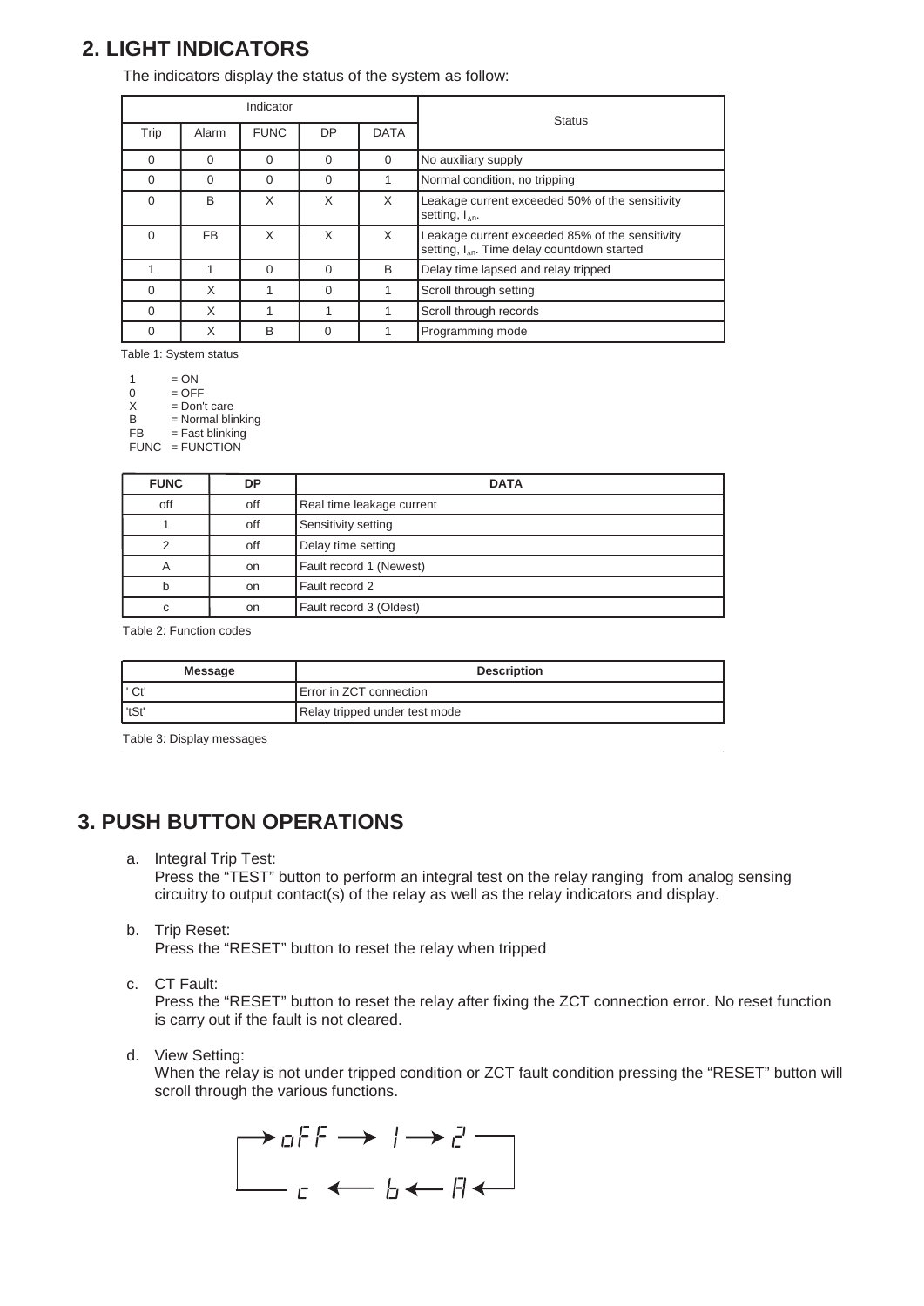## 2. LIGHT INDICATORS

The indicators display the status of the system as follow:

| Indicator | | | | | Status |
|---|---|---|---|---|---|
| Trip | Alarm | FUNC | DP | DATA | |
| 0 | 0 | 0 | 0 | 0 | No auxiliary supply |
| 0 | 0 | 0 | 0 | 1 | Normal condition, no tripping |
| 0 | B | X | X | X | Leakage current exceeded 50% of the sensitivity setting, $I_{\Delta n}$. |
| 0 | FB | X | X | X | Leakage current exceeded 85% of the sensitivity setting, $I_{\Delta n}$. Time delay countdown started |
| 1 | 1 | 0 | 0 | B | Delay time lapsed and relay tripped |
| 0 | X | 1 | 0 | 1 | Scroll through setting |
| 0 | X | 1 | 1 | 1 | Scroll through records |
| 0 | X | B | 0 | 1 | Programming mode |

Table 1: System status

1 = ON
0 = OFF
X = Don't care
B = Normal blinking
FB = Fast blinking
FUNC = FUNCTION

| FUNC | DP | DATA |
|---|---|---|
| off | off | Real time leakage current |
| 1 | off | Sensitivity setting |
| 2 | off | Delay time setting |
| A | on | Fault record 1 (Newest) |
| b | on | Fault record 2 |
| c | on | Fault record 3 (Oldest) |

Table 2: Function codes

| Message | Description |
|---|---|
| ' Ct' | Error in ZCT connection |
| 'tSt' | Relay tripped under test mode |

Table 3: Display messages

## 3. PUSH BUTTON OPERATIONS

a. Integral Trip Test:
Press the "TEST" button to perform an integral test on the relay ranging from analog sensing circuitry to output contact(s) of the relay as well as the relay indicators and display.

b. Trip Reset:
Press the "RESET" button to reset the relay when tripped

c. CT Fault:
Press the "RESET" button to reset the relay after fixing the ZCT connection error. No reset function is carry out if the fault is not cleared.

d. View Setting:
When the relay is not under tripped condition or ZCT fault condition pressing the "RESET" button will scroll through the various functions.

oFF → 1 → 2 → A → b → c → oFF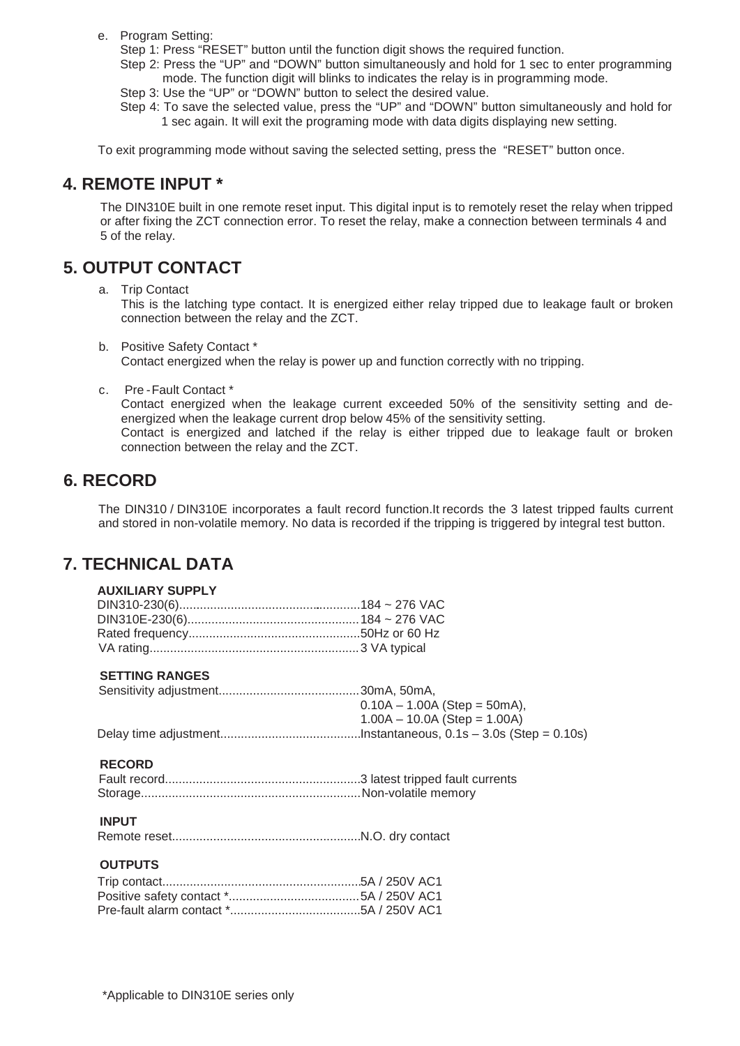e. Program Setting:
   Step 1: Press "RESET" button until the function digit shows the required function.
   Step 2: Press the "UP" and "DOWN" button simultaneously and hold for 1 sec to enter programming mode. The function digit will blinks to indicates the relay is in programming mode.
   Step 3: Use the "UP" or "DOWN" button to select the desired value.
   Step 4: To save the selected value, press the "UP" and "DOWN" button simultaneously and hold for 1 sec again. It will exit the programing mode with data digits displaying new setting.

To exit programming mode without saving the selected setting, press the "RESET" button once.

## 4. REMOTE INPUT *

The DIN310E built in one remote reset input. This digital input is to remotely reset the relay when tripped or after fixing the ZCT connection error. To reset the relay, make a connection between terminals 4 and 5 of the relay.

## 5. OUTPUT CONTACT

a. Trip Contact
   This is the latching type contact. It is energized either relay tripped due to leakage fault or broken connection between the relay and the ZCT.

b. Positive Safety Contact *
   Contact energized when the relay is power up and function correctly with no tripping.

c. Pre-Fault Contact *
   Contact energized when the leakage current exceeded 50% of the sensitivity setting and de-energized when the leakage current drop below 45% of the sensitivity setting.
   Contact is energized and latched if the relay is either tripped due to leakage fault or broken connection between the relay and the ZCT.

## 6. RECORD

The DIN310 / DIN310E incorporates a fault record function.It records the 3 latest tripped faults current and stored in non-volatile memory. No data is recorded if the tripping is triggered by integral test button.

## 7. TECHNICAL DATA

**AUXILIARY SUPPLY**

DIN310-230(6)..................................................184 ~ 276 VAC
DIN310E-230(6)................................................184 ~ 276 VAC
Rated frequency................................................50Hz or 60 Hz
VA rating.........................................................3 VA typical

**SETTING RANGES**

Sensitivity adjustment.........................................30mA, 50mA,
0.10A – 1.00A (Step = 50mA),
1.00A – 10.0A (Step = 1.00A)
Delay time adjustment.........................................Instantaneous, 0.1s – 3.0s (Step = 0.10s)

**RECORD**

Fault record.......................................................3 latest tripped fault currents
Storage.............................................................Non-volatile memory

**INPUT**

Remote reset......................................................N.O. dry contact

**OUTPUTS**

Trip contact........................................................5A / 250V AC1
Positive safety contact *.....................................5A / 250V AC1
Pre-fault alarm contact *.....................................5A / 250V AC1

*Applicable to DIN310E series only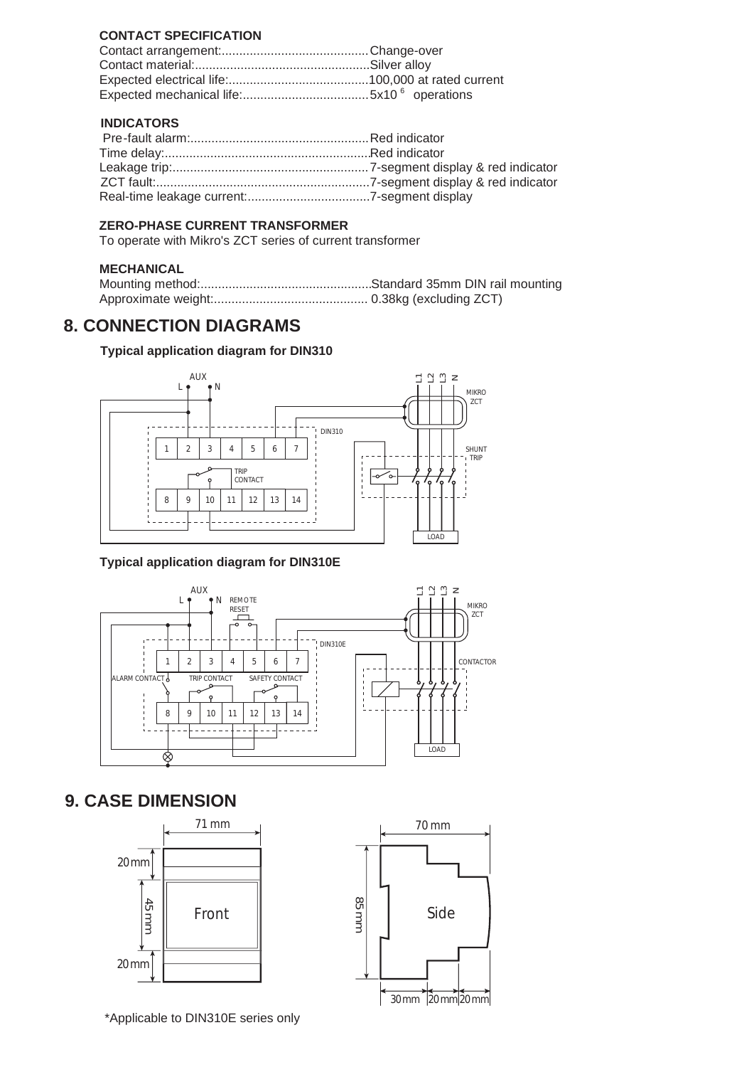**CONTACT SPECIFICATION**

Contact arrangement:..........................................Change-over
Contact material:..................................................Silver alloy
Expected electrical life:........................................100,000 at rated current
Expected mechanical life:....................................$5x10^{6}$ operations

**INDICATORS**

Pre-fault alarm:...................................................Red indicator
Time delay:..........................................................Red indicator
Leakage trip:........................................................7-segment display & red indicator
ZCT fault:.............................................................7-segment display & red indicator
Real-time leakage current:...................................7-segment display

**ZERO-PHASE CURRENT TRANSFORMER**

To operate with Mikro's ZCT series of current transformer

**MECHANICAL**

Mounting method:.................................................Standard 35mm DIN rail mounting
Approximate weight:............................................ 0.38kg (excluding ZCT)

## 8. CONNECTION DIAGRAMS

**Typical application diagram for DIN310**

AUX
L
N
L1
L2
L3
N
MIKRO ZCT
DIN310
1 2 3 4 5 6 7
TRIP CONTACT
8 9 10 11 12 13 14
SHUNT TRIP
LOAD

**Typical application diagram for DIN310E**

AUX
L
N
REMOTE RESET
L1
L2
L3
N
MIKRO ZCT
DIN310E
1 2 3 4 5 6 7
ALARM CONTACT
TRIP CONTACT
SAFETY CONTACT
8 9 10 11 12 13 14
CONTACTOR
LOAD

## 9. CASE DIMENSION

71 mm
20mm
45mm
20mm
Front

70 mm
85mm
Side
30mm
20mm
20mm

*Applicable to DIN310E series only